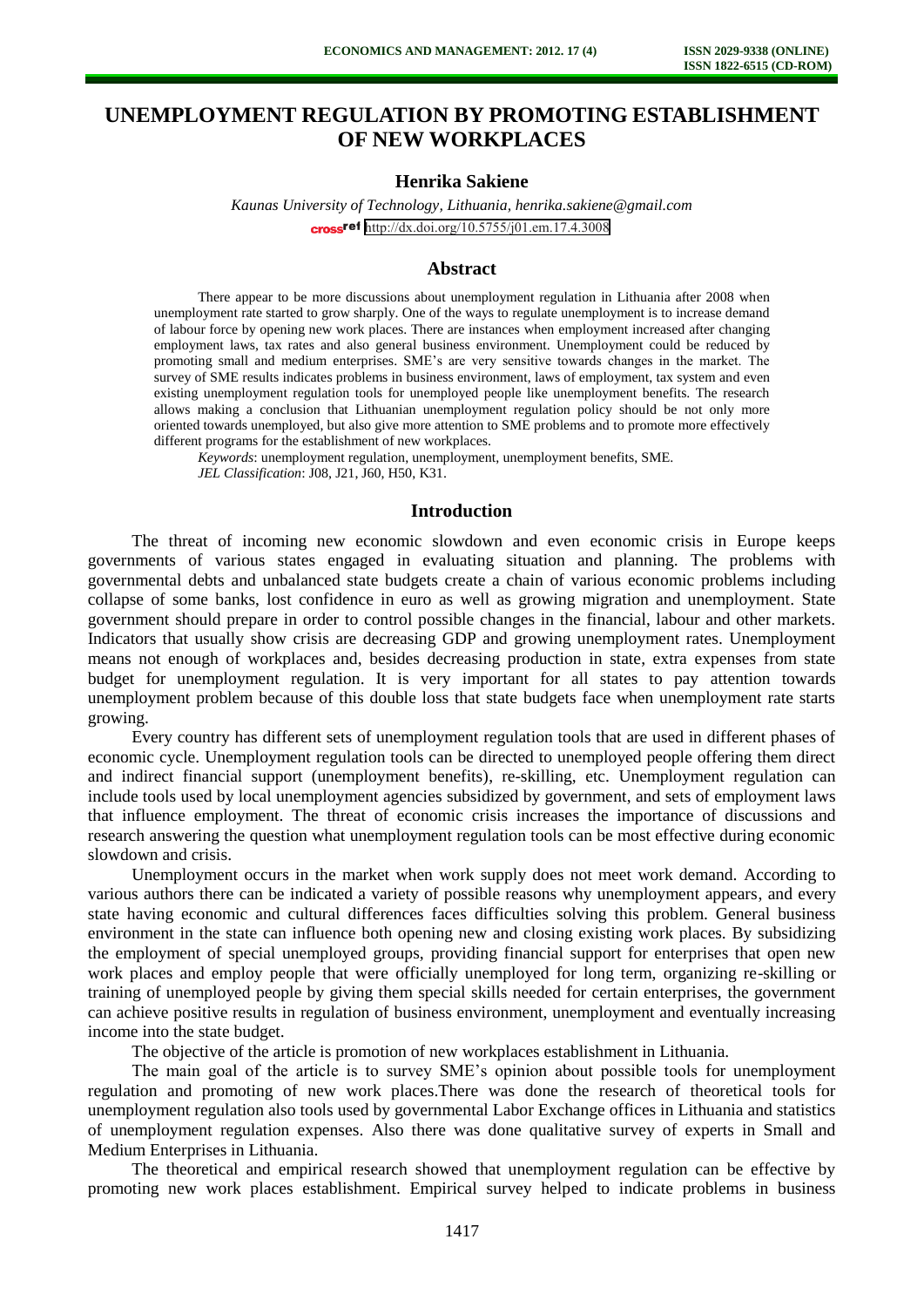# UNEMPLOYMENT REGULATION BY PROMOTING ESTABLISHMENT OF NEW WORKPLACES

**Henrika Sakiene**

*Kaunas University of Technology, Lithuania, henrika.sakiene@gmail.com*

http://dx.doi.org/10.5755/j01.em.17.4.3008

## Abstract

There appear to be more discussions about unemployment regulation in Lithuania after 2008 when unemployment rate started to grow sharply. One of the ways to regulate unemployment is to increase demand of labour force by opening new work places. There are instances when employment increased after changing employment laws, tax rates and also general business environment. Unemployment could be reduced by promoting small and medium enterprises. SME's are very sensitive towards changes in the market. The survey of SME results indicates problems in business environment, laws of employment, tax system and even existing unemployment regulation tools for unemployed people like unemployment benefits. The research allows making a conclusion that Lithuanian unemployment regulation policy should be not only more oriented towards unemployed, but also give more attention to SME problems and to promote more effectively different programs for the establishment of new workplaces.

*Keywords*: unemployment regulation, unemployment, unemployment benefits, SME.

*JEL Classification*: J08, J21, J60, H50, K31.

## Introduction

The threat of incoming new economic slowdown and even economic crisis in Europe keeps governments of various states engaged in evaluating situation and planning. The problems with governmental debts and unbalanced state budgets create a chain of various economic problems including collapse of some banks, lost confidence in euro as well as growing migration and unemployment. State government should prepare in order to control possible changes in the financial, labour and other markets. Indicators that usually show crisis are decreasing GDP and growing unemployment rates. Unemployment means not enough of workplaces and, besides decreasing production in state, extra expenses from state budget for unemployment regulation. It is very important for all states to pay attention towards unemployment problem because of this double loss that state budgets face when unemployment rate starts growing.

Every country has different sets of unemployment regulation tools that are used in different phases of economic cycle. Unemployment regulation tools can be directed to unemployed people offering them direct and indirect financial support (unemployment benefits), re-skilling, etc. Unemployment regulation can include tools used by local unemployment agencies subsidized by government, and sets of employment laws that influence employment. The threat of economic crisis increases the importance of discussions and research answering the question what unemployment regulation tools can be most effective during economic slowdown and crisis.

Unemployment occurs in the market when work supply does not meet work demand. According to various authors there can be indicated a variety of possible reasons why unemployment appears, and every state having economic and cultural differences faces difficulties solving this problem. General business environment in the state can influence both opening new and closing existing work places. By subsidizing the employment of special unemployed groups, providing financial support for enterprises that open new work places and employ people that were officially unemployed for long term, organizing re-skilling or training of unemployed people by giving them special skills needed for certain enterprises, the government can achieve positive results in regulation of business environment, unemployment and eventually increasing income into the state budget.

The objective of the article is promotion of new workplaces establishment in Lithuania.

The main goal of the article is to survey SME's opinion about possible tools for unemployment regulation and promoting of new work places.There was done the research of theoretical tools for unemployment regulation also tools used by governmental Labor Exchange offices in Lithuania and statistics of unemployment regulation expenses. Also there was done qualitative survey of experts in Small and Medium Enterprises in Lithuania.

The theoretical and empirical research showed that unemployment regulation can be effective by promoting new work places establishment. Empirical survey helped to indicate problems in business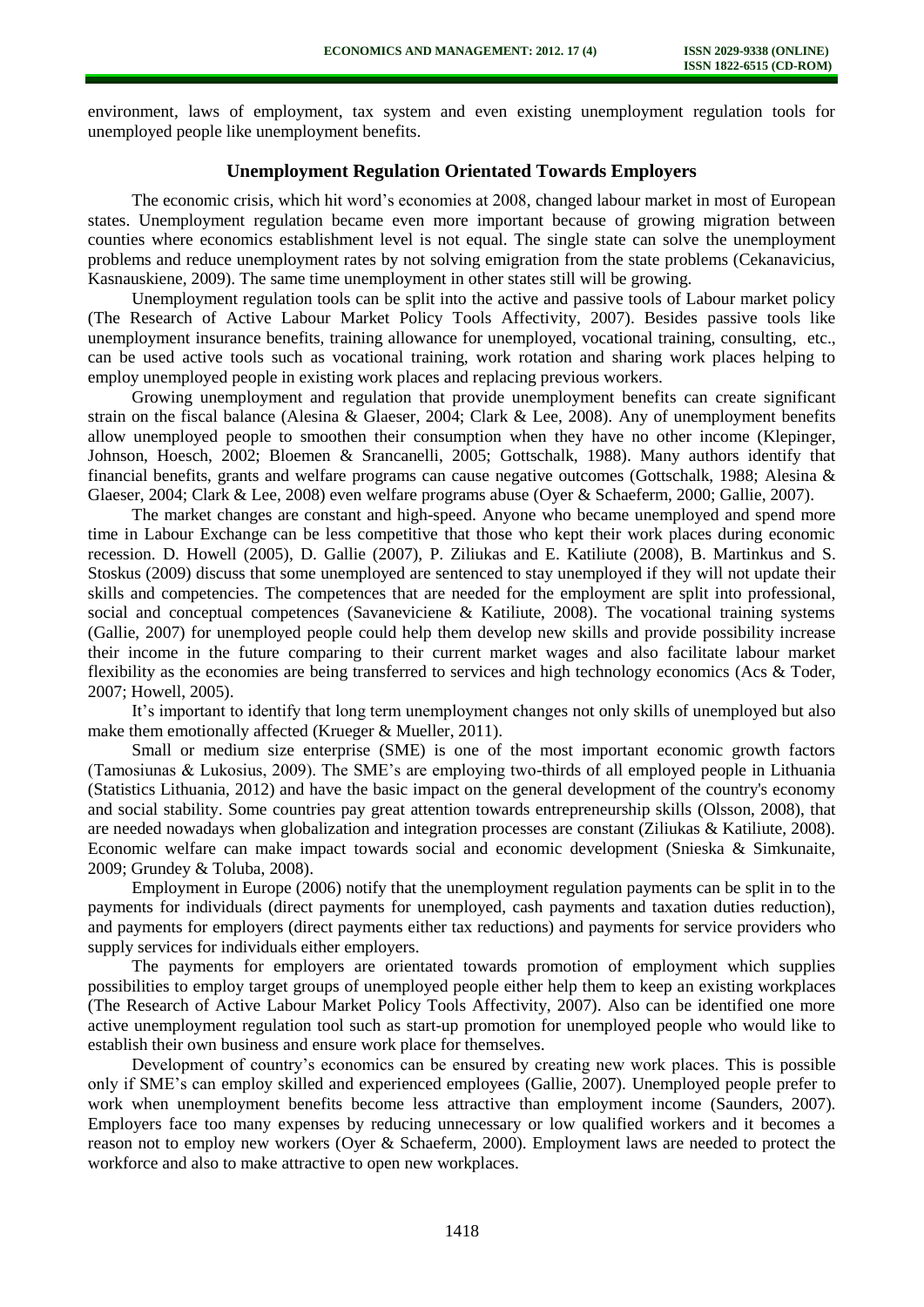environment, laws of employment, tax system and even existing unemployment regulation tools for unemployed people like unemployment benefits.

## Unemployment Regulation Orientated Towards Employers

The economic crisis, which hit word's economies at 2008, changed labour market in most of European states. Unemployment regulation became even more important because of growing migration between counties where economics establishment level is not equal. The single state can solve the unemployment problems and reduce unemployment rates by not solving emigration from the state problems (Cekanavicius, Kasnauskiene, 2009). The same time unemployment in other states still will be growing.

Unemployment regulation tools can be split into the active and passive tools of Labour market policy (The Research of Active Labour Market Policy Tools Affectivity, 2007). Besides passive tools like unemployment insurance benefits, training allowance for unemployed, vocational training, consulting, etc., can be used active tools such as vocational training, work rotation and sharing work places helping to employ unemployed people in existing work places and replacing previous workers.

Growing unemployment and regulation that provide unemployment benefits can create significant strain on the fiscal balance (Alesina & Glaeser, 2004; Clark & Lee, 2008). Any of unemployment benefits allow unemployed people to smoothen their consumption when they have no other income (Klepinger, Johnson, Hoesch, 2002; Bloemen & Srancanelli, 2005; Gottschalk, 1988). Many authors identify that financial benefits, grants and welfare programs can cause negative outcomes (Gottschalk, 1988; Alesina & Glaeser, 2004; Clark & Lee, 2008) even welfare programs abuse (Oyer & Schaeferm, 2000; Gallie, 2007).

The market changes are constant and high-speed. Anyone who became unemployed and spend more time in Labour Exchange can be less competitive that those who kept their work places during economic recession. D. Howell (2005), D. Gallie (2007), P. Ziliukas and E. Katiliute (2008), B. Martinkus and S. Stoskus (2009) discuss that some unemployed are sentenced to stay unemployed if they will not update their skills and competencies. The competences that are needed for the employment are split into professional, social and conceptual competences (Savaneviciene & Katiliute, 2008). The vocational training systems (Gallie, 2007) for unemployed people could help them develop new skills and provide possibility increase their income in the future comparing to their current market wages and also facilitate labour market flexibility as the economies are being transferred to services and high technology economics (Acs & Toder, 2007; Howell, 2005).

It's important to identify that long term unemployment changes not only skills of unemployed but also make them emotionally affected (Krueger & Mueller, 2011).

Small or medium size enterprise (SME) is one of the most important economic growth factors (Tamosiunas & Lukosius, 2009). The SME's are employing two-thirds of all employed people in Lithuania (Statistics Lithuania, 2012) and have the basic impact on the general development of the country's economy and social stability. Some countries pay great attention towards entrepreneurship skills (Olsson, 2008), that are needed nowadays when globalization and integration processes are constant (Ziliukas & Katiliute, 2008). Economic welfare can make impact towards social and economic development (Snieska & Simkunaite, 2009; Grundey & Toluba, 2008).

Employment in Europe (2006) notify that the unemployment regulation payments can be split in to the payments for individuals (direct payments for unemployed, cash payments and taxation duties reduction), and payments for employers (direct payments either tax reductions) and payments for service providers who supply services for individuals either employers.

The payments for employers are orientated towards promotion of employment which supplies possibilities to employ target groups of unemployed people either help them to keep an existing workplaces (The Research of Active Labour Market Policy Tools Affectivity, 2007). Also can be identified one more active unemployment regulation tool such as start-up promotion for unemployed people who would like to establish their own business and ensure work place for themselves.

Development of country's economics can be ensured by creating new work places. This is possible only if SME's can employ skilled and experienced employees (Gallie, 2007). Unemployed people prefer to work when unemployment benefits become less attractive than employment income (Saunders, 2007). Employers face too many expenses by reducing unnecessary or low qualified workers and it becomes a reason not to employ new workers (Oyer & Schaeferm, 2000). Employment laws are needed to protect the workforce and also to make attractive to open new workplaces.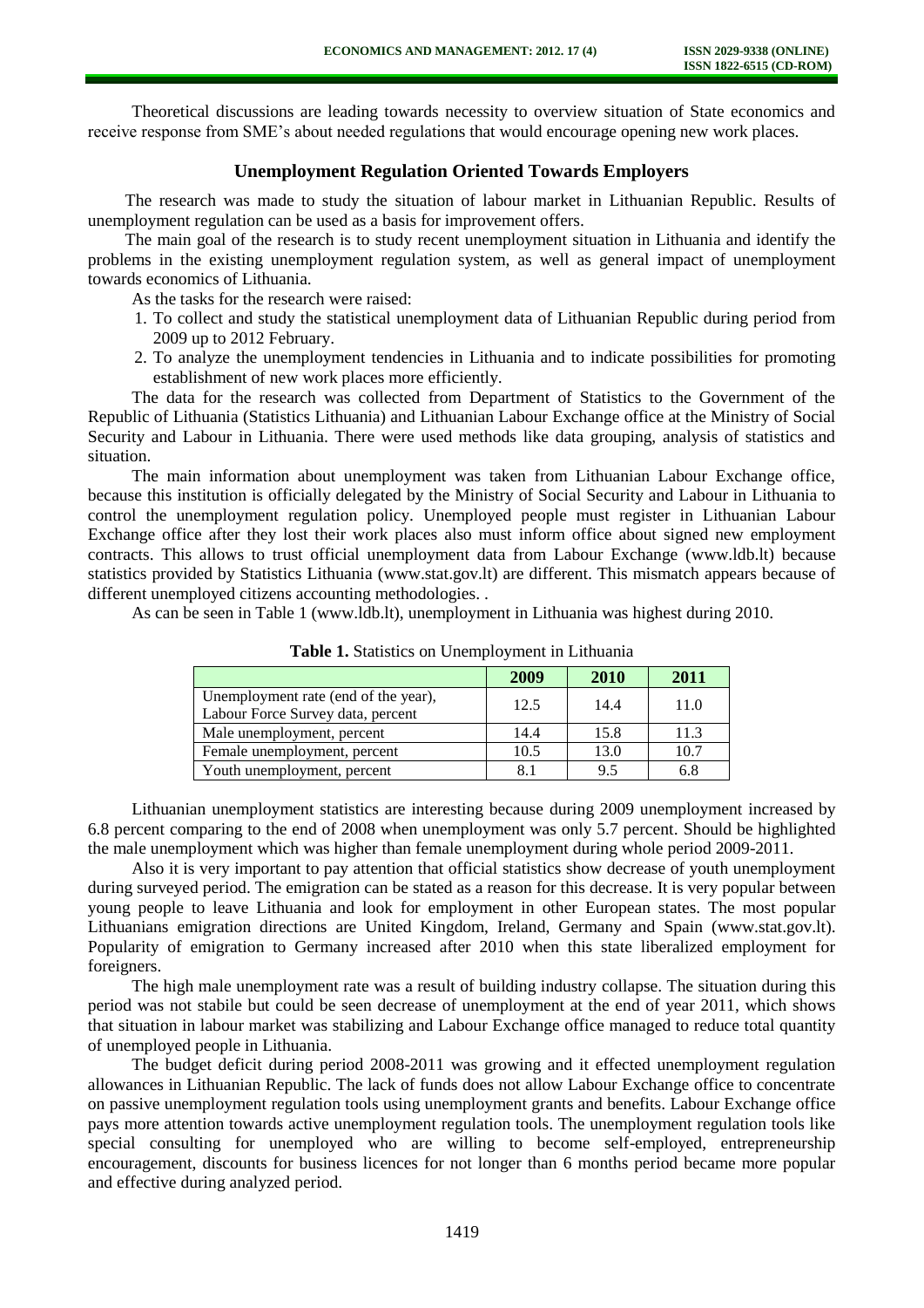Theoretical discussions are leading towards necessity to overview situation of State economics and receive response from SME's about needed regulations that would encourage opening new work places.

## Unemployment Regulation Oriented Towards Employers

The research was made to study the situation of labour market in Lithuanian Republic. Results of unemployment regulation can be used as a basis for improvement offers.

The main goal of the research is to study recent unemployment situation in Lithuania and identify the problems in the existing unemployment regulation system, as well as general impact of unemployment towards economics of Lithuania.

As the tasks for the research were raised:

1. To collect and study the statistical unemployment data of Lithuanian Republic during period from 2009 up to 2012 February.
2. To analyze the unemployment tendencies in Lithuania and to indicate possibilities for promoting establishment of new work places more efficiently.

The data for the research was collected from Department of Statistics to the Government of the Republic of Lithuania (Statistics Lithuania) and Lithuanian Labour Exchange office at the Ministry of Social Security and Labour in Lithuania. There were used methods like data grouping, analysis of statistics and situation.

The main information about unemployment was taken from Lithuanian Labour Exchange office, because this institution is officially delegated by the Ministry of Social Security and Labour in Lithuania to control the unemployment regulation policy. Unemployed people must register in Lithuanian Labour Exchange office after they lost their work places also must inform office about signed new employment contracts. This allows to trust official unemployment data from Labour Exchange (www.ldb.lt) because statistics provided by Statistics Lithuania (www.stat.gov.lt) are different. This mismatch appears because of different unemployed citizens accounting methodologies. .

As can be seen in Table 1 (www.ldb.lt), unemployment in Lithuania was highest during 2010.

**Table 1.** Statistics on Unemployment in Lithuania

| | 2009 | 2010 | 2011 |
|---|---|---|---|
| Unemployment rate (end of the year), Labour Force Survey data, percent | 12.5 | 14.4 | 11.0 |
| Male unemployment, percent | 14.4 | 15.8 | 11.3 |
| Female unemployment, percent | 10.5 | 13.0 | 10.7 |
| Youth unemployment, percent | 8.1 | 9.5 | 6.8 |

Lithuanian unemployment statistics are interesting because during 2009 unemployment increased by 6.8 percent comparing to the end of 2008 when unemployment was only 5.7 percent. Should be highlighted the male unemployment which was higher than female unemployment during whole period 2009-2011.

Also it is very important to pay attention that official statistics show decrease of youth unemployment during surveyed period. The emigration can be stated as a reason for this decrease. It is very popular between young people to leave Lithuania and look for employment in other European states. The most popular Lithuanians emigration directions are United Kingdom, Ireland, Germany and Spain (www.stat.gov.lt). Popularity of emigration to Germany increased after 2010 when this state liberalized employment for foreigners.

The high male unemployment rate was a result of building industry collapse. The situation during this period was not stabile but could be seen decrease of unemployment at the end of year 2011, which shows that situation in labour market was stabilizing and Labour Exchange office managed to reduce total quantity of unemployed people in Lithuania.

The budget deficit during period 2008-2011 was growing and it effected unemployment regulation allowances in Lithuanian Republic. The lack of funds does not allow Labour Exchange office to concentrate on passive unemployment regulation tools using unemployment grants and benefits. Labour Exchange office pays more attention towards active unemployment regulation tools. The unemployment regulation tools like special consulting for unemployed who are willing to become self-employed, entrepreneurship encouragement, discounts for business licences for not longer than 6 months period became more popular and effective during analyzed period.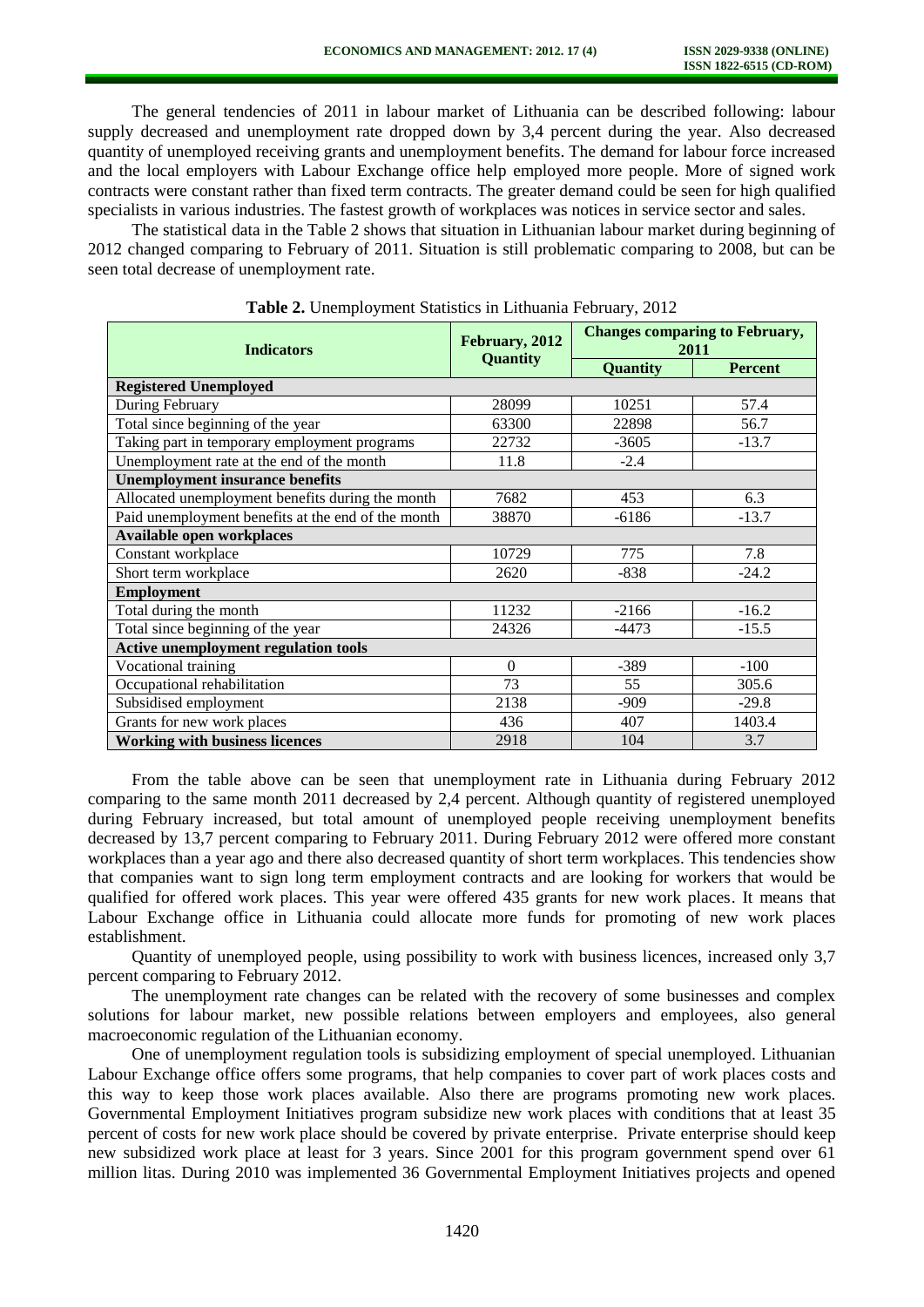The general tendencies of 2011 in labour market of Lithuania can be described following: labour supply decreased and unemployment rate dropped down by 3,4 percent during the year. Also decreased quantity of unemployed receiving grants and unemployment benefits. The demand for labour force increased and the local employers with Labour Exchange office help employed more people. More of signed work contracts were constant rather than fixed term contracts. The greater demand could be seen for high qualified specialists in various industries. The fastest growth of workplaces was notices in service sector and sales.

The statistical data in the Table 2 shows that situation in Lithuanian labour market during beginning of 2012 changed comparing to February of 2011. Situation is still problematic comparing to 2008, but can be seen total decrease of unemployment rate.

**Table 2.** Unemployment Statistics in Lithuania February, 2012

| Indicators | February, 2012 Quantity | Changes comparing to February, 2011 | |
|---|---|---|---|
| | | **Quantity** | **Percent** |
| **Registered Unemployed** | | | |
| During February | 28099 | 10251 | 57.4 |
| Total since beginning of the year | 63300 | 22898 | 56.7 |
| Taking part in temporary employment programs | 22732 | -3605 | -13.7 |
| Unemployment rate at the end of the month | 11.8 | -2.4 | |
| **Unemployment insurance benefits** | | | |
| Allocated unemployment benefits during the month | 7682 | 453 | 6.3 |
| Paid unemployment benefits at the end of the month | 38870 | -6186 | -13.7 |
| **Available open workplaces** | | | |
| Constant workplace | 10729 | 775 | 7.8 |
| Short term workplace | 2620 | -838 | -24.2 |
| **Employment** | | | |
| Total during the month | 11232 | -2166 | -16.2 |
| Total since beginning of the year | 24326 | -4473 | -15.5 |
| **Active unemployment regulation tools** | | | |
| Vocational training | 0 | -389 | -100 |
| Occupational rehabilitation | 73 | 55 | 305.6 |
| Subsidised employment | 2138 | -909 | -29.8 |
| Grants for new work places | 436 | 407 | 1403.4 |
| **Working with business licences** | 2918 | 104 | 3.7 |

From the table above can be seen that unemployment rate in Lithuania during February 2012 comparing to the same month 2011 decreased by 2,4 percent. Although quantity of registered unemployed during February increased, but total amount of unemployed people receiving unemployment benefits decreased by 13,7 percent comparing to February 2011. During February 2012 were offered more constant workplaces than a year ago and there also decreased quantity of short term workplaces. This tendencies show that companies want to sign long term employment contracts and are looking for workers that would be qualified for offered work places. This year were offered 435 grants for new work places. It means that Labour Exchange office in Lithuania could allocate more funds for promoting of new work places establishment.

Quantity of unemployed people, using possibility to work with business licences, increased only 3,7 percent comparing to February 2012.

The unemployment rate changes can be related with the recovery of some businesses and complex solutions for labour market, new possible relations between employers and employees, also general macroeconomic regulation of the Lithuanian economy.

One of unemployment regulation tools is subsidizing employment of special unemployed. Lithuanian Labour Exchange office offers some programs, that help companies to cover part of work places costs and this way to keep those work places available. Also there are programs promoting new work places. Governmental Employment Initiatives program subsidize new work places with conditions that at least 35 percent of costs for new work place should be covered by private enterprise. Private enterprise should keep new subsidized work place at least for 3 years. Since 2001 for this program government spend over 61 million litas. During 2010 was implemented 36 Governmental Employment Initiatives projects and opened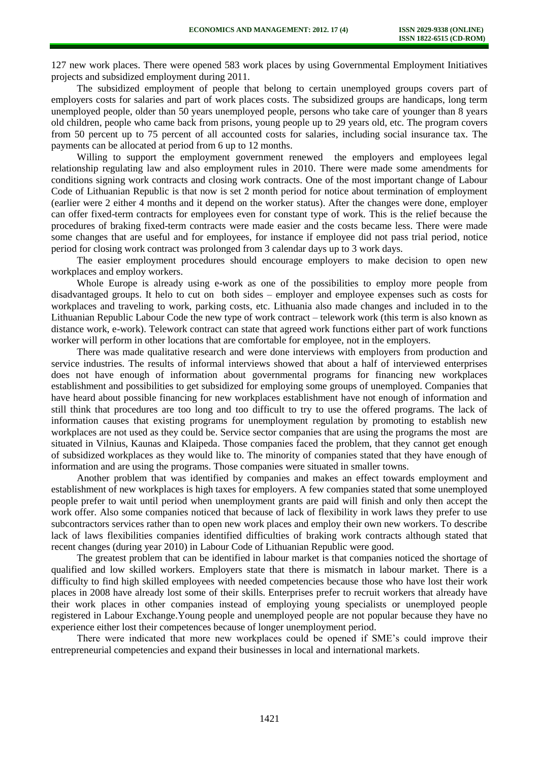127 new work places. There were opened 583 work places by using Governmental Employment Initiatives projects and subsidized employment during 2011.

The subsidized employment of people that belong to certain unemployed groups covers part of employers costs for salaries and part of work places costs. The subsidized groups are handicaps, long term unemployed people, older than 50 years unemployed people, persons who take care of younger than 8 years old children, people who came back from prisons, young people up to 29 years old, etc. The program covers from 50 percent up to 75 percent of all accounted costs for salaries, including social insurance tax. The payments can be allocated at period from 6 up to 12 months.

Willing to support the employment government renewed the employers and employees legal relationship regulating law and also employment rules in 2010. There were made some amendments for conditions signing work contracts and closing work contracts. One of the most important change of Labour Code of Lithuanian Republic is that now is set 2 month period for notice about termination of employment (earlier were 2 either 4 months and it depend on the worker status). After the changes were done, employer can offer fixed-term contracts for employees even for constant type of work. This is the relief because the procedures of braking fixed-term contracts were made easier and the costs became less. There were made some changes that are useful and for employees, for instance if employee did not pass trial period, notice period for closing work contract was prolonged from 3 calendar days up to 3 work days.

The easier employment procedures should encourage employers to make decision to open new workplaces and employ workers.

Whole Europe is already using e-work as one of the possibilities to employ more people from disadvantaged groups. It helo to cut on both sides – employer and employee expenses such as costs for workplaces and traveling to work, parking costs, etc. Lithuania also made changes and included in to the Lithuanian Republic Labour Code the new type of work contract – telework work (this term is also known as distance work, e-work). Telework contract can state that agreed work functions either part of work functions worker will perform in other locations that are comfortable for employee, not in the employers.

There was made qualitative research and were done interviews with employers from production and service industries. The results of informal interviews showed that about a half of interviewed enterprises does not have enough of information about governmental programs for financing new workplaces establishment and possibilities to get subsidized for employing some groups of unemployed. Companies that have heard about possible financing for new workplaces establishment have not enough of information and still think that procedures are too long and too difficult to try to use the offered programs. The lack of information causes that existing programs for unemployment regulation by promoting to establish new workplaces are not used as they could be. Service sector companies that are using the programs the most are situated in Vilnius, Kaunas and Klaipeda. Those companies faced the problem, that they cannot get enough of subsidized workplaces as they would like to. The minority of companies stated that they have enough of information and are using the programs. Those companies were situated in smaller towns.

Another problem that was identified by companies and makes an effect towards employment and establishment of new workplaces is high taxes for employers. A few companies stated that some unemployed people prefer to wait until period when unemployment grants are paid will finish and only then accept the work offer. Also some companies noticed that because of lack of flexibility in work laws they prefer to use subcontractors services rather than to open new work places and employ their own new workers. To describe lack of laws flexibilities companies identified difficulties of braking work contracts although stated that recent changes (during year 2010) in Labour Code of Lithuanian Republic were good.

The greatest problem that can be identified in labour market is that companies noticed the shortage of qualified and low skilled workers. Employers state that there is mismatch in labour market. There is a difficulty to find high skilled employees with needed competencies because those who have lost their work places in 2008 have already lost some of their skills. Enterprises prefer to recruit workers that already have their work places in other companies instead of employing young specialists or unemployed people registered in Labour Exchange.Young people and unemployed people are not popular because they have no experience either lost their competences because of longer unemployment period.

There were indicated that more new workplaces could be opened if SME's could improve their entrepreneurial competencies and expand their businesses in local and international markets.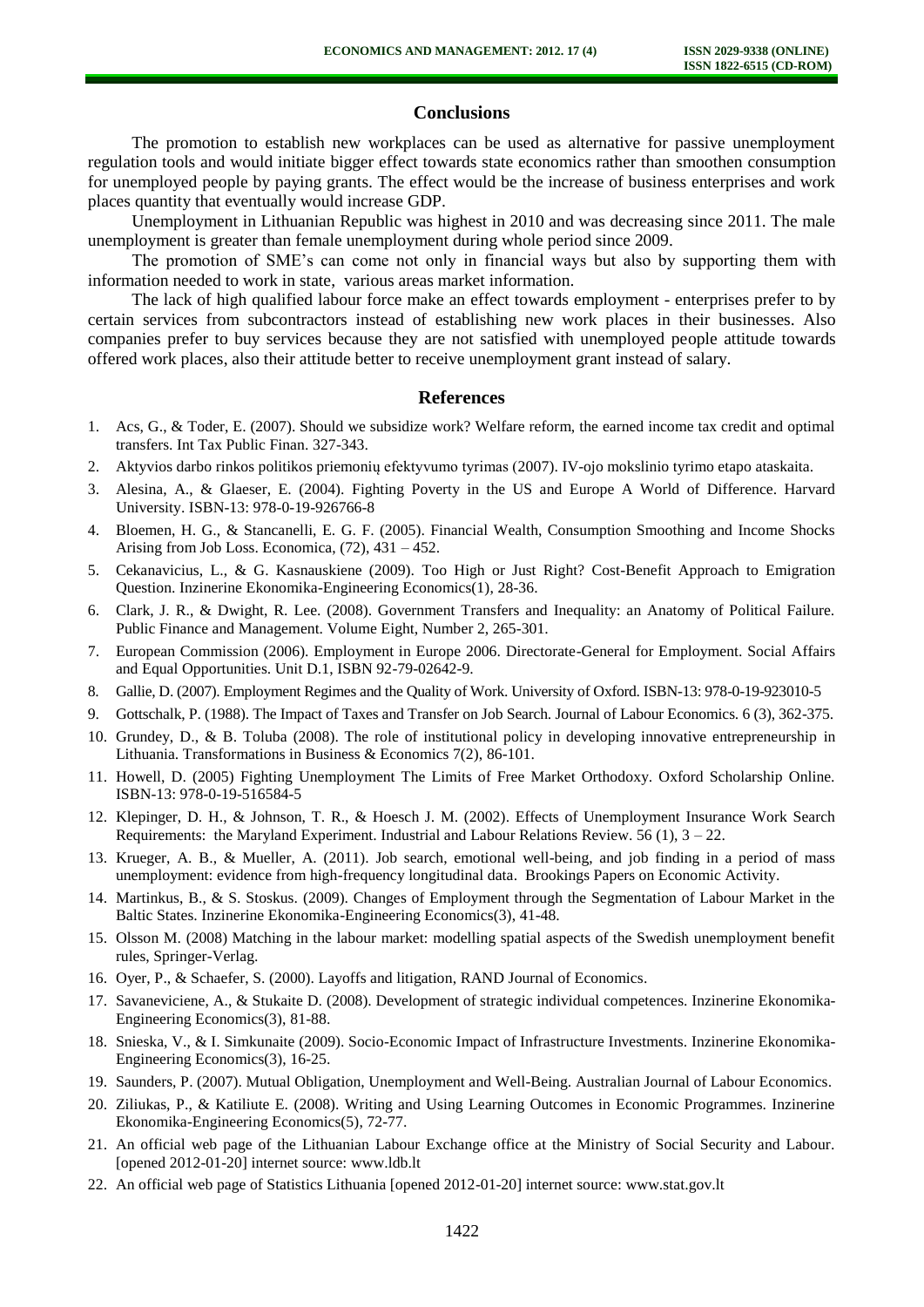## Conclusions

The promotion to establish new workplaces can be used as alternative for passive unemployment regulation tools and would initiate bigger effect towards state economics rather than smoothen consumption for unemployed people by paying grants. The effect would be the increase of business enterprises and work places quantity that eventually would increase GDP.

Unemployment in Lithuanian Republic was highest in 2010 and was decreasing since 2011. The male unemployment is greater than female unemployment during whole period since 2009.

The promotion of SME's can come not only in financial ways but also by supporting them with information needed to work in state, various areas market information.

The lack of high qualified labour force make an effect towards employment - enterprises prefer to by certain services from subcontractors instead of establishing new work places in their businesses. Also companies prefer to buy services because they are not satisfied with unemployed people attitude towards offered work places, also their attitude better to receive unemployment grant instead of salary.

## References

1. Acs, G., & Toder, E. (2007). Should we subsidize work? Welfare reform, the earned income tax credit and optimal transfers. Int Tax Public Finan. 327-343.
2. Aktyvios darbo rinkos politikos priemonių efektyvumo tyrimas (2007). IV-ojo mokslinio tyrimo etapo ataskaita.
3. Alesina, A., & Glaeser, E. (2004). Fighting Poverty in the US and Europe A World of Difference. Harvard University. ISBN-13: 978-0-19-926766-8
4. Bloemen, H. G., & Stancanelli, E. G. F. (2005). Financial Wealth, Consumption Smoothing and Income Shocks Arising from Job Loss. Economica, (72), 431 – 452.
5. Cekanavicius, L., & G. Kasnauskiene (2009). Too High or Just Right? Cost-Benefit Approach to Emigration Question. Inzinerine Ekonomika-Engineering Economics(1), 28-36.
6. Clark, J. R., & Dwight, R. Lee. (2008). Government Transfers and Inequality: an Anatomy of Political Failure. Public Finance and Management. Volume Eight, Number 2, 265-301.
7. European Commission (2006). Employment in Europe 2006. Directorate-General for Employment. Social Affairs and Equal Opportunities. Unit D.1, ISBN 92-79-02642-9.
8. Gallie, D. (2007). Employment Regimes and the Quality of Work. University of Oxford. ISBN-13: 978-0-19-923010-5
9. Gottschalk, P. (1988). The Impact of Taxes and Transfer on Job Search. Journal of Labour Economics. 6 (3), 362-375.
10. Grundey, D., & B. Toluba (2008). The role of institutional policy in developing innovative entrepreneurship in Lithuania. Transformations in Business & Economics 7(2), 86-101.
11. Howell, D. (2005) Fighting Unemployment The Limits of Free Market Orthodoxy. Oxford Scholarship Online. ISBN-13: 978-0-19-516584-5
12. Klepinger, D. H., & Johnson, T. R., & Hoesch J. M. (2002). Effects of Unemployment Insurance Work Search Requirements: the Maryland Experiment. Industrial and Labour Relations Review. 56 (1), 3 – 22.
13. Krueger, A. B., & Mueller, A. (2011). Job search, emotional well-being, and job finding in a period of mass unemployment: evidence from high-frequency longitudinal data. Brookings Papers on Economic Activity.
14. Martinkus, B., & S. Stoskus. (2009). Changes of Employment through the Segmentation of Labour Market in the Baltic States. Inzinerine Ekonomika-Engineering Economics(3), 41-48.
15. Olsson M. (2008) Matching in the labour market: modelling spatial aspects of the Swedish unemployment benefit rules, Springer-Verlag.
16. Oyer, P., & Schaefer, S. (2000). Layoffs and litigation, RAND Journal of Economics.
17. Savaneviciene, A., & Stukaite D. (2008). Development of strategic individual competences. Inzinerine Ekonomika-Engineering Economics(3), 81-88.
18. Snieska, V., & I. Simkunaite (2009). Socio-Economic Impact of Infrastructure Investments. Inzinerine Ekonomika-Engineering Economics(3), 16-25.
19. Saunders, P. (2007). Mutual Obligation, Unemployment and Well-Being. Australian Journal of Labour Economics.
20. Ziliukas, P., & Katiliute E. (2008). Writing and Using Learning Outcomes in Economic Programmes. Inzinerine Ekonomika-Engineering Economics(5), 72-77.
21. An official web page of the Lithuanian Labour Exchange office at the Ministry of Social Security and Labour. [opened 2012-01-20] internet source: www.ldb.lt
22. An official web page of Statistics Lithuania [opened 2012-01-20] internet source: www.stat.gov.lt